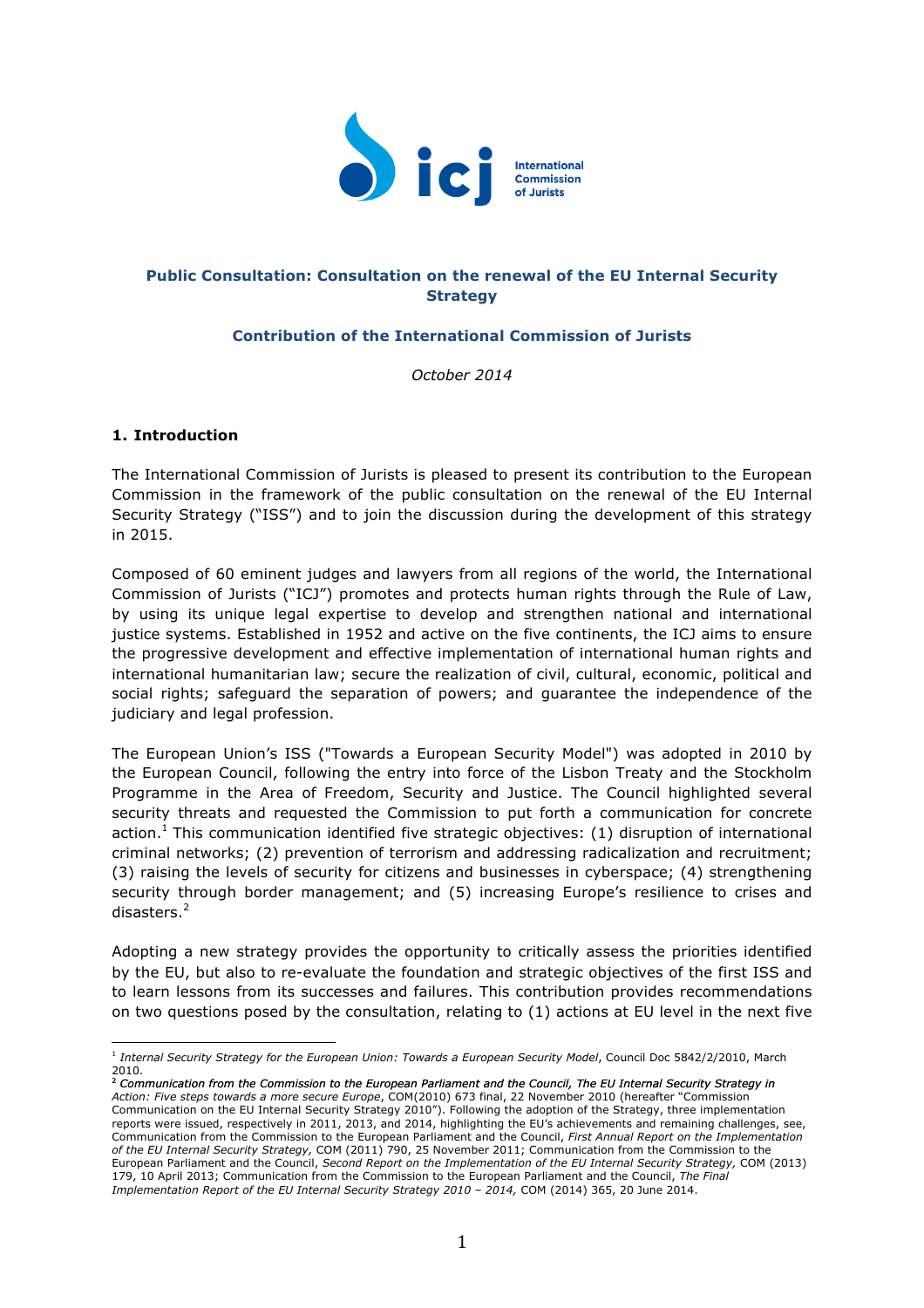**Public Consultation: Consultation on the renewal of the EU Internal Security Strategy**

**Contribution of the International Commission of Jurists**

*October 2014*

## 1. Introduction

The International Commission of Jurists is pleased to present its contribution to the European Commission in the framework of the public consultation on the renewal of the EU Internal Security Strategy ("ISS") and to join the discussion during the development of this strategy in 2015.

Composed of 60 eminent judges and lawyers from all regions of the world, the International Commission of Jurists ("ICJ") promotes and protects human rights through the Rule of Law, by using its unique legal expertise to develop and strengthen national and international justice systems. Established in 1952 and active on the five continents, the ICJ aims to ensure the progressive development and effective implementation of international human rights and international humanitarian law; secure the realization of civil, cultural, economic, political and social rights; safeguard the separation of powers; and guarantee the independence of the judiciary and legal profession.

The European Union's ISS ("Towards a European Security Model") was adopted in 2010 by the European Council, following the entry into force of the Lisbon Treaty and the Stockholm Programme in the Area of Freedom, Security and Justice. The Council highlighted several security threats and requested the Commission to put forth a communication for concrete action.[1] This communication identified five strategic objectives: (1) disruption of international criminal networks; (2) prevention of terrorism and addressing radicalization and recruitment; (3) raising the levels of security for citizens and businesses in cyberspace; (4) strengthening security through border management; and (5) increasing Europe's resilience to crises and disasters.[2]

Adopting a new strategy provides the opportunity to critically assess the priorities identified by the EU, but also to re-evaluate the foundation and strategic objectives of the first ISS and to learn lessons from its successes and failures. This contribution provides recommendations on two questions posed by the consultation, relating to (1) actions at EU level in the next five

---

[1] *Internal Security Strategy for the European Union: Towards a European Security Model*, Council Doc 5842/2/2010, March 2010.

[2] *Communication from the Commission to the European Parliament and the Council, The EU Internal Security Strategy in Action: Five steps towards a more secure Europe*, COM(2010) 673 final, 22 November 2010 (hereafter "Commission Communication on the EU Internal Security Strategy 2010"). Following the adoption of the Strategy, three implementation reports were issued, respectively in 2011, 2013, and 2014, highlighting the EU's achievements and remaining challenges, see, Communication from the Commission to the European Parliament and the Council, *First Annual Report on the Implementation of the EU Internal Security Strategy,* COM (2011) 790, 25 November 2011; Communication from the Commission to the European Parliament and the Council, *Second Report on the Implementation of the EU Internal Security Strategy,* COM (2013) 179, 10 April 2013; Communication from the Commission to the European Parliament and the Council, *The Final Implementation Report of the EU Internal Security Strategy 2010 – 2014,* COM (2014) 365, 20 June 2014.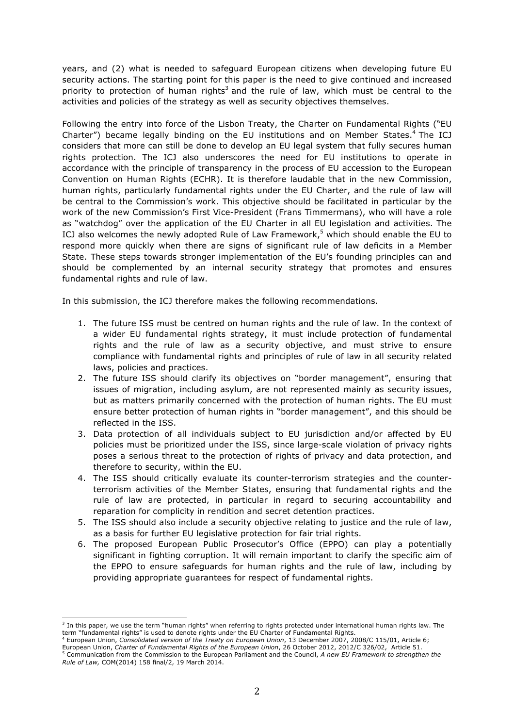years, and (2) what is needed to safeguard European citizens when developing future EU security actions. The starting point for this paper is the need to give continued and increased priority to protection of human rights[3] and the rule of law, which must be central to the activities and policies of the strategy as well as security objectives themselves.

Following the entry into force of the Lisbon Treaty, the Charter on Fundamental Rights ("EU Charter") became legally binding on the EU institutions and on Member States.[4] The ICJ considers that more can still be done to develop an EU legal system that fully secures human rights protection. The ICJ also underscores the need for EU institutions to operate in accordance with the principle of transparency in the process of EU accession to the European Convention on Human Rights (ECHR). It is therefore laudable that in the new Commission, human rights, particularly fundamental rights under the EU Charter, and the rule of law will be central to the Commission's work. This objective should be facilitated in particular by the work of the new Commission's First Vice-President (Frans Timmermans), who will have a role as "watchdog" over the application of the EU Charter in all EU legislation and activities. The ICJ also welcomes the newly adopted Rule of Law Framework,[5] which should enable the EU to respond more quickly when there are signs of significant rule of law deficits in a Member State. These steps towards stronger implementation of the EU's founding principles can and should be complemented by an internal security strategy that promotes and ensures fundamental rights and rule of law.

In this submission, the ICJ therefore makes the following recommendations.

1. The future ISS must be centred on human rights and the rule of law. In the context of a wider EU fundamental rights strategy, it must include protection of fundamental rights and the rule of law as a security objective, and must strive to ensure compliance with fundamental rights and principles of rule of law in all security related laws, policies and practices.
2. The future ISS should clarify its objectives on "border management", ensuring that issues of migration, including asylum, are not represented mainly as security issues, but as matters primarily concerned with the protection of human rights. The EU must ensure better protection of human rights in "border management", and this should be reflected in the ISS.
3. Data protection of all individuals subject to EU jurisdiction and/or affected by EU policies must be prioritized under the ISS, since large-scale violation of privacy rights poses a serious threat to the protection of rights of privacy and data protection, and therefore to security, within the EU.
4. The ISS should critically evaluate its counter-terrorism strategies and the counter-terrorism activities of the Member States, ensuring that fundamental rights and the rule of law are protected, in particular in regard to securing accountability and reparation for complicity in rendition and secret detention practices.
5. The ISS should also include a security objective relating to justice and the rule of law, as a basis for further EU legislative protection for fair trial rights.
6. The proposed European Public Prosecutor's Office (EPPO) can play a potentially significant in fighting corruption. It will remain important to clarify the specific aim of the EPPO to ensure safeguards for human rights and the rule of law, including by providing appropriate guarantees for respect of fundamental rights.

---

[3] In this paper, we use the term "human rights" when referring to rights protected under international human rights law. The term "fundamental rights" is used to denote rights under the EU Charter of Fundamental Rights.

[4] European Union, *Consolidated version of the Treaty on European Union*, 13 December 2007, 2008/C 115/01, Article 6; European Union, *Charter of Fundamental Rights of the European Union*, 26 October 2012, 2012/C 326/02, Article 51.

[5] Communication from the Commission to the European Parliament and the Council, *A new EU Framework to strengthen the Rule of Law,* COM(2014) 158 final/2, 19 March 2014.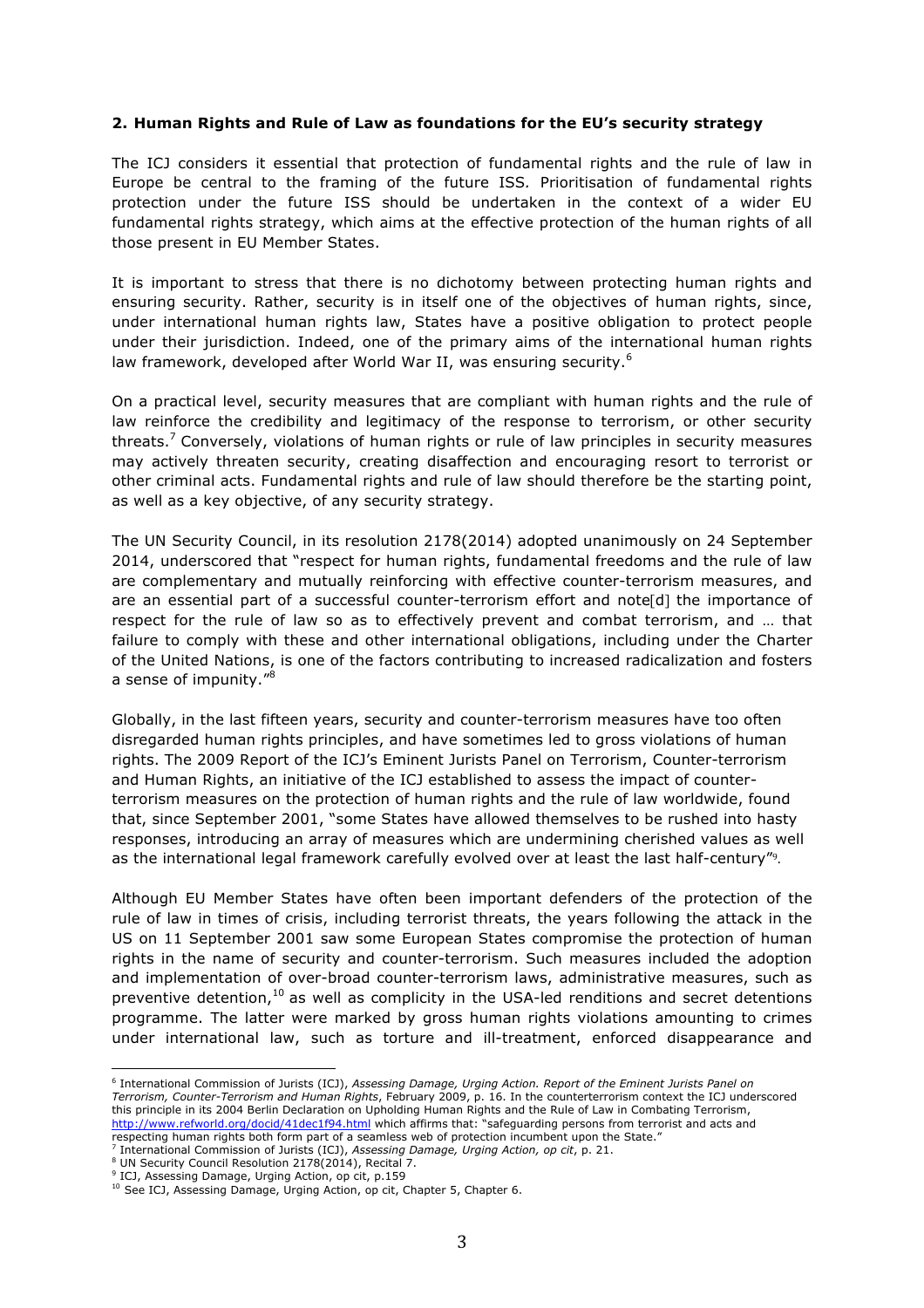**2. Human Rights and Rule of Law as foundations for the EU's security strategy**

The ICJ considers it essential that protection of fundamental rights and the rule of law in Europe be central to the framing of the future ISS*.* Prioritisation of fundamental rights protection under the future ISS should be undertaken in the context of a wider EU fundamental rights strategy, which aims at the effective protection of the human rights of all those present in EU Member States.

It is important to stress that there is no dichotomy between protecting human rights and ensuring security. Rather, security is in itself one of the objectives of human rights, since, under international human rights law, States have a positive obligation to protect people under their jurisdiction. Indeed, one of the primary aims of the international human rights law framework, developed after World War II, was ensuring security.[6]

On a practical level, security measures that are compliant with human rights and the rule of law reinforce the credibility and legitimacy of the response to terrorism, or other security threats.[7] Conversely, violations of human rights or rule of law principles in security measures may actively threaten security, creating disaffection and encouraging resort to terrorist or other criminal acts. Fundamental rights and rule of law should therefore be the starting point, as well as a key objective, of any security strategy.

The UN Security Council, in its resolution 2178(2014) adopted unanimously on 24 September 2014, underscored that "respect for human rights, fundamental freedoms and the rule of law are complementary and mutually reinforcing with effective counter-terrorism measures, and are an essential part of a successful counter-terrorism effort and note[d] the importance of respect for the rule of law so as to effectively prevent and combat terrorism, and … that failure to comply with these and other international obligations, including under the Charter of the United Nations, is one of the factors contributing to increased radicalization and fosters a sense of impunity."[8]

Globally, in the last fifteen years, security and counter-terrorism measures have too often disregarded human rights principles, and have sometimes led to gross violations of human rights. The 2009 Report of the ICJ's Eminent Jurists Panel on Terrorism, Counter-terrorism and Human Rights, an initiative of the ICJ established to assess the impact of counter-terrorism measures on the protection of human rights and the rule of law worldwide, found that, since September 2001, "some States have allowed themselves to be rushed into hasty responses, introducing an array of measures which are undermining cherished values as well as the international legal framework carefully evolved over at least the last half-century"[9].

Although EU Member States have often been important defenders of the protection of the rule of law in times of crisis, including terrorist threats, the years following the attack in the US on 11 September 2001 saw some European States compromise the protection of human rights in the name of security and counter-terrorism. Such measures included the adoption and implementation of over-broad counter-terrorism laws, administrative measures, such as preventive detention,[10] as well as complicity in the USA-led renditions and secret detentions programme. The latter were marked by gross human rights violations amounting to crimes under international law, such as torture and ill-treatment, enforced disappearance and

---

[6] International Commission of Jurists (ICJ), *Assessing Damage, Urging Action. Report of the Eminent Jurists Panel on Terrorism, Counter-Terrorism and Human Rights*, February 2009, p. 16. In the counterterrorism context the ICJ underscored this principle in its 2004 Berlin Declaration on Upholding Human Rights and the Rule of Law in Combating Terrorism, http://www.refworld.org/docid/41dec1f94.html which affirms that: "safeguarding persons from terrorist and acts and respecting human rights both form part of a seamless web of protection incumbent upon the State."

[7] International Commission of Jurists (ICJ), *Assessing Damage, Urging Action, op cit*, p. 21.

[8] UN Security Council Resolution 2178(2014), Recital 7.

[9] ICJ, Assessing Damage, Urging Action, op cit, p.159

[10] See ICJ, Assessing Damage, Urging Action, op cit, Chapter 5, Chapter 6.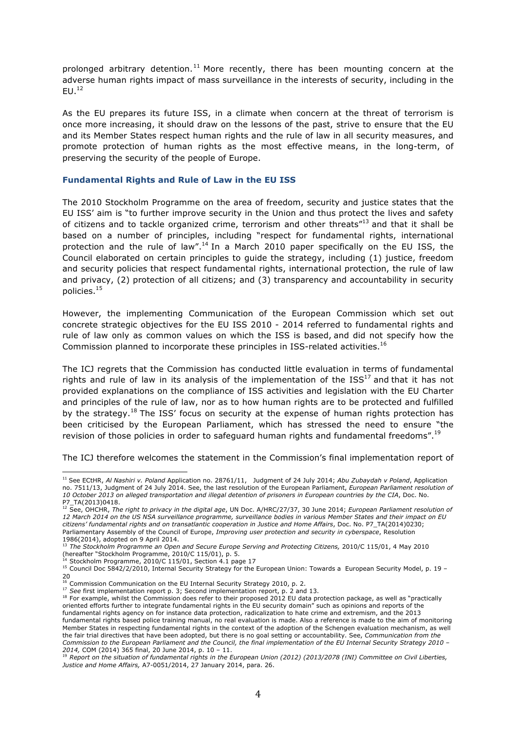prolonged arbitrary detention.[11] More recently, there has been mounting concern at the adverse human rights impact of mass surveillance in the interests of security, including in the EU.[12]

As the EU prepares its future ISS, in a climate when concern at the threat of terrorism is once more increasing, it should draw on the lessons of the past, strive to ensure that the EU and its Member States respect human rights and the rule of law in all security measures, and promote protection of human rights as the most effective means, in the long-term, of preserving the security of the people of Europe.

### Fundamental Rights and Rule of Law in the EU ISS

The 2010 Stockholm Programme on the area of freedom, security and justice states that the EU ISS' aim is "to further improve security in the Union and thus protect the lives and safety of citizens and to tackle organized crime, terrorism and other threats"[13] and that it shall be based on a number of principles, including "respect for fundamental rights, international protection and the rule of law".[14] In a March 2010 paper specifically on the EU ISS, the Council elaborated on certain principles to guide the strategy, including (1) justice, freedom and security policies that respect fundamental rights, international protection, the rule of law and privacy, (2) protection of all citizens; and (3) transparency and accountability in security policies.[15]

However, the implementing Communication of the European Commission which set out concrete strategic objectives for the EU ISS 2010 - 2014 referred to fundamental rights and rule of law only as common values on which the ISS is based, and did not specify how the Commission planned to incorporate these principles in ISS-related activities.[16]

The ICJ regrets that the Commission has conducted little evaluation in terms of fundamental rights and rule of law in its analysis of the implementation of the ISS[17] and that it has not provided explanations on the compliance of ISS activities and legislation with the EU Charter and principles of the rule of law, nor as to how human rights are to be protected and fulfilled by the strategy.[18] The ISS' focus on security at the expense of human rights protection has been criticised by the European Parliament, which has stressed the need to ensure "the revision of those policies in order to safeguard human rights and fundamental freedoms".[19]

The ICJ therefore welcomes the statement in the Commission's final implementation report of

---

[11] See ECtHR, *Al Nashiri v. Poland* Application no. 28761/11, Judgment of 24 July 2014; *Abu Zubaydah v Poland*, Application no. 7511/13, Judgment of 24 July 2014. See, the last resolution of the European Parliament, *European Parliament resolution of 10 October 2013 on alleged transportation and illegal detention of prisoners in European countries by the CIA*, Doc. No. P7_TA(2013)0418.

[12] See, OHCHR, *The right to privacy in the digital age*, UN Doc. A/HRC/27/37, 30 June 2014; *European Parliament resolution of 12 March 2014 on the US NSA surveillance programme, surveillance bodies in various Member States and their impact on EU citizens' fundamental rights and on transatlantic cooperation in Justice and Home Affairs*, Doc. No. P7_TA(2014)0230; Parliamentary Assembly of the Council of Europe, *Improving user protection and security in cyberspace*, Resolution 1986(2014), adopted on 9 April 2014.

[13] *The Stockholm Programme an Open and Secure Europe Serving and Protecting Citizens,* 2010/C 115/01, 4 May 2010 (hereafter "Stockholm Programme, 2010/C 115/01), p. 5.

[14] Stockholm Programme, 2010/C 115/01, Section 4.1 page 17

[15] Council Doc 5842/2/2010, Internal Security Strategy for the European Union: Towards a European Security Model, p. 19 – 20

[16] Commission Communication on the EU Internal Security Strategy 2010, p. 2.

[17] *See* first implementation report p. 3; Second implementation report, p. 2 and 13.

[18] For example, whilst the Commission does refer to their proposed 2012 EU data protection package, as well as "practically oriented efforts further to integrate fundamental rights in the EU security domain" such as opinions and reports of the fundamental rights agency on for instance data protection, radicalization to hate crime and extremism, and the 2013 fundamental rights based police training manual, no real evaluation is made. Also a reference is made to the aim of monitoring Member States in respecting fundamental rights in the context of the adoption of the Schengen evaluation mechanism, as well the fair trial directives that have been adopted, but there is no goal setting or accountability. See, *Communication from the Commission to the European Parliament and the Council, the final implementation of the EU Internal Security Strategy 2010 – 2014,* COM (2014) 365 final, 20 June 2014, p. 10 – 11.

[19] *Report on the situation of fundamental rights in the European Union (2012) (2013/2078 (INI) Committee on Civil Liberties, Justice and Home Affairs,* A7-0051/2014, 27 January 2014, para. 26.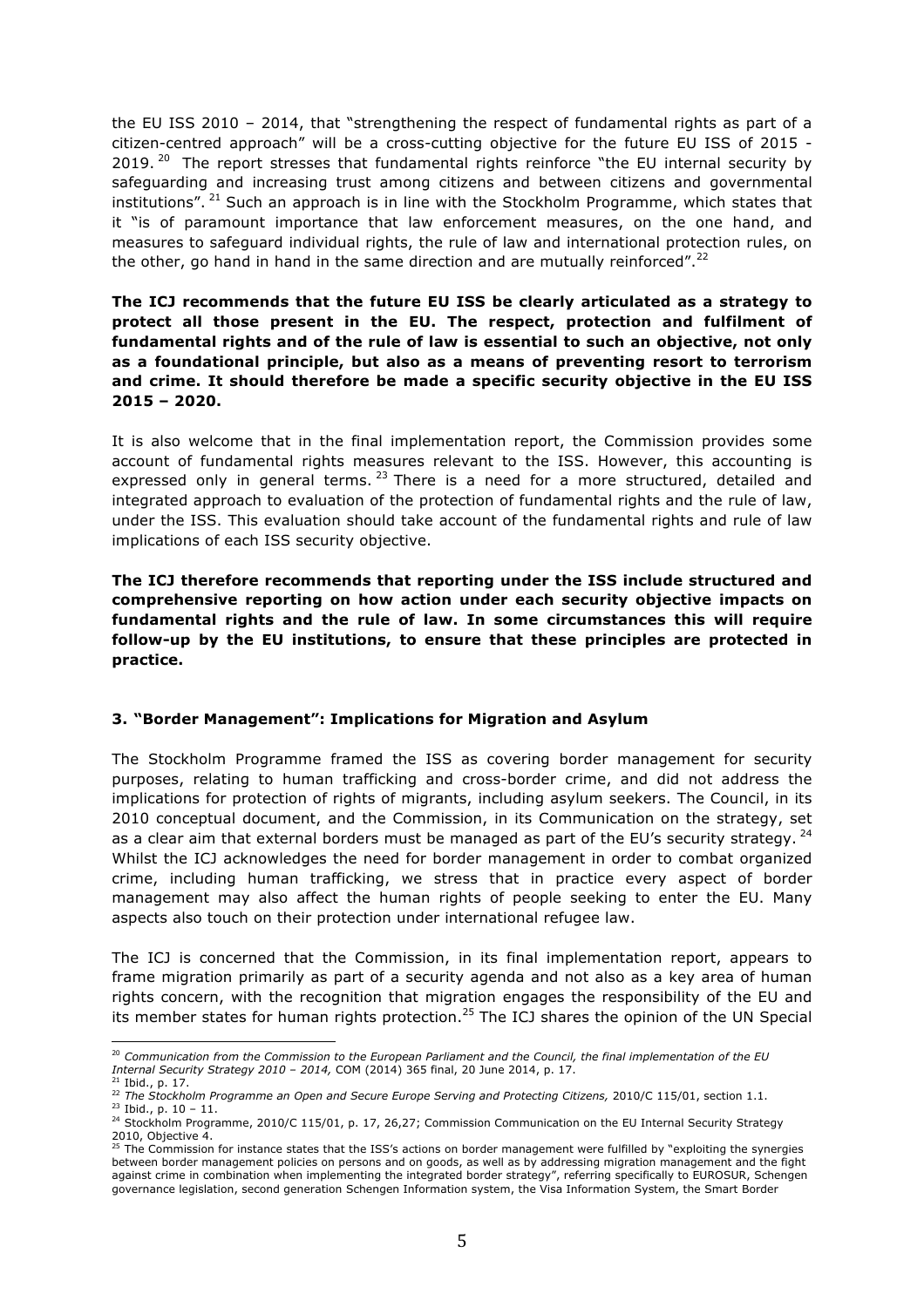the EU ISS 2010 – 2014, that "strengthening the respect of fundamental rights as part of a citizen-centred approach" will be a cross-cutting objective for the future EU ISS of 2015 - 2019.[20] The report stresses that fundamental rights reinforce "the EU internal security by safeguarding and increasing trust among citizens and between citizens and governmental institutions".[21] Such an approach is in line with the Stockholm Programme, which states that it "is of paramount importance that law enforcement measures, on the one hand, and measures to safeguard individual rights, the rule of law and international protection rules, on the other, go hand in hand in the same direction and are mutually reinforced".[22]

**The ICJ recommends that the future EU ISS be clearly articulated as a strategy to protect all those present in the EU. The respect, protection and fulfilment of fundamental rights and of the rule of law is essential to such an objective, not only as a foundational principle, but also as a means of preventing resort to terrorism and crime. It should therefore be made a specific security objective in the EU ISS 2015 – 2020.**

It is also welcome that in the final implementation report, the Commission provides some account of fundamental rights measures relevant to the ISS. However, this accounting is expressed only in general terms.[23] There is a need for a more structured, detailed and integrated approach to evaluation of the protection of fundamental rights and the rule of law, under the ISS. This evaluation should take account of the fundamental rights and rule of law implications of each ISS security objective.

**The ICJ therefore recommends that reporting under the ISS include structured and comprehensive reporting on how action under each security objective impacts on fundamental rights and the rule of law. In some circumstances this will require follow-up by the EU institutions, to ensure that these principles are protected in practice.**

### 3. "Border Management": Implications for Migration and Asylum

The Stockholm Programme framed the ISS as covering border management for security purposes, relating to human trafficking and cross-border crime, and did not address the implications for protection of rights of migrants, including asylum seekers. The Council, in its 2010 conceptual document, and the Commission, in its Communication on the strategy, set as a clear aim that external borders must be managed as part of the EU's security strategy.[24] Whilst the ICJ acknowledges the need for border management in order to combat organized crime, including human trafficking, we stress that in practice every aspect of border management may also affect the human rights of people seeking to enter the EU. Many aspects also touch on their protection under international refugee law.

The ICJ is concerned that the Commission, in its final implementation report, appears to frame migration primarily as part of a security agenda and not also as a key area of human rights concern, with the recognition that migration engages the responsibility of the EU and its member states for human rights protection.[25] The ICJ shares the opinion of the UN Special

---

[20] *Communication from the Commission to the European Parliament and the Council, the final implementation of the EU Internal Security Strategy 2010 – 2014,* COM (2014) 365 final, 20 June 2014, p. 17.

[21] Ibid., p. 17.

[22] *The Stockholm Programme an Open and Secure Europe Serving and Protecting Citizens,* 2010/C 115/01, section 1.1.

[23] Ibid., p. 10 – 11.

[24] Stockholm Programme, 2010/C 115/01, p. 17, 26,27; Commission Communication on the EU Internal Security Strategy 2010, Objective 4.

[25] The Commission for instance states that the ISS's actions on border management were fulfilled by "exploiting the synergies between border management policies on persons and on goods, as well as by addressing migration management and the fight against crime in combination when implementing the integrated border strategy", referring specifically to EUROSUR, Schengen governance legislation, second generation Schengen Information system, the Visa Information System, the Smart Border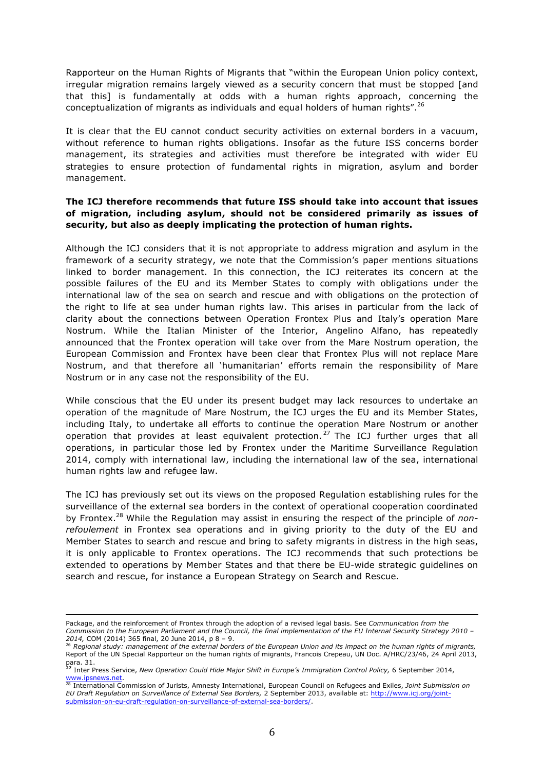Rapporteur on the Human Rights of Migrants that "within the European Union policy context, irregular migration remains largely viewed as a security concern that must be stopped [and that this] is fundamentally at odds with a human rights approach, concerning the conceptualization of migrants as individuals and equal holders of human rights".[26]

It is clear that the EU cannot conduct security activities on external borders in a vacuum, without reference to human rights obligations. Insofar as the future ISS concerns border management, its strategies and activities must therefore be integrated with wider EU strategies to ensure protection of fundamental rights in migration, asylum and border management.

**The ICJ therefore recommends that future ISS should take into account that issues of migration, including asylum, should not be considered primarily as issues of security, but also as deeply implicating the protection of human rights.**

Although the ICJ considers that it is not appropriate to address migration and asylum in the framework of a security strategy, we note that the Commission's paper mentions situations linked to border management. In this connection, the ICJ reiterates its concern at the possible failures of the EU and its Member States to comply with obligations under the international law of the sea on search and rescue and with obligations on the protection of the right to life at sea under human rights law. This arises in particular from the lack of clarity about the connections between Operation Frontex Plus and Italy's operation Mare Nostrum. While the Italian Minister of the Interior, Angelino Alfano, has repeatedly announced that the Frontex operation will take over from the Mare Nostrum operation, the European Commission and Frontex have been clear that Frontex Plus will not replace Mare Nostrum, and that therefore all 'humanitarian' efforts remain the responsibility of Mare Nostrum or in any case not the responsibility of the EU.

While conscious that the EU under its present budget may lack resources to undertake an operation of the magnitude of Mare Nostrum, the ICJ urges the EU and its Member States, including Italy, to undertake all efforts to continue the operation Mare Nostrum or another operation that provides at least equivalent protection.[27] The ICJ further urges that all operations, in particular those led by Frontex under the Maritime Surveillance Regulation 2014, comply with international law, including the international law of the sea, international human rights law and refugee law.

The ICJ has previously set out its views on the proposed Regulation establishing rules for the surveillance of the external sea borders in the context of operational cooperation coordinated by Frontex.[28] While the Regulation may assist in ensuring the respect of the principle of *non-refoulement* in Frontex sea operations and in giving priority to the duty of the EU and Member States to search and rescue and bring to safety migrants in distress in the high seas, it is only applicable to Frontex operations. The ICJ recommends that such protections be extended to operations by Member States and that there be EU-wide strategic guidelines on search and rescue, for instance a European Strategy on Search and Rescue.

---

Package, and the reinforcement of Frontex through the adoption of a revised legal basis. See *Communication from the Commission to the European Parliament and the Council, the final implementation of the EU Internal Security Strategy 2010 – 2014,* COM (2014) 365 final, 20 June 2014, p 8 – 9.

[26] *Regional study: management of the external borders of the European Union and its impact on the human rights of migrants,* Report of the UN Special Rapporteur on the human rights of migrants, Francois Crepeau, UN Doc. A/HRC/23/46, 24 April 2013, para. 31.

[27] Inter Press Service, *New Operation Could Hide Major Shift in Europe's Immigration Control Policy,* 6 September 2014, www.ipsnews.net.

[28] International Commission of Jurists, Amnesty International, European Council on Refugees and Exiles, *Joint Submission on EU Draft Regulation on Surveillance of External Sea Borders,* 2 September 2013, available at: http://www.icj.org/joint-submission-on-eu-draft-regulation-on-surveillance-of-external-sea-borders/.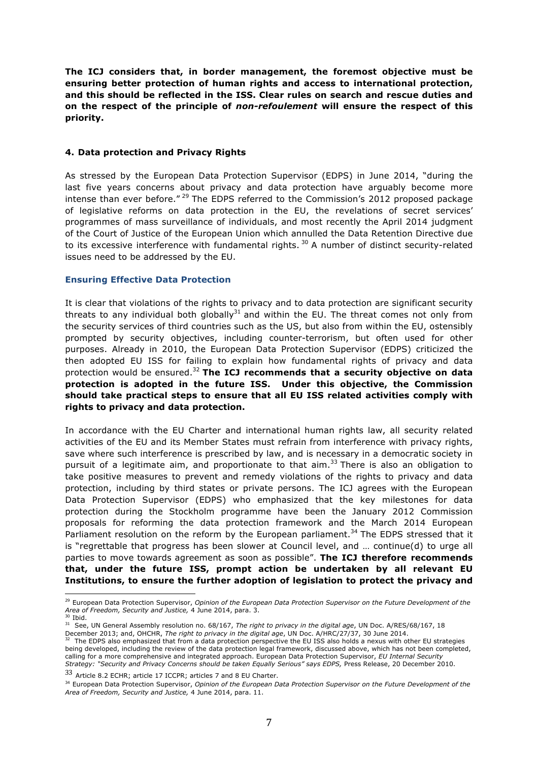**The ICJ considers that, in border management, the foremost objective must be ensuring better protection of human rights and access to international protection, and this should be reflected in the ISS. Clear rules on search and rescue duties and on the respect of the principle of *non-refoulement* will ensure the respect of this priority.**

#### 4. Data protection and Privacy Rights

As stressed by the European Data Protection Supervisor (EDPS) in June 2014, "during the last five years concerns about privacy and data protection have arguably become more intense than ever before."[29] The EDPS referred to the Commission's 2012 proposed package of legislative reforms on data protection in the EU, the revelations of secret services' programmes of mass surveillance of individuals, and most recently the April 2014 judgment of the Court of Justice of the European Union which annulled the Data Retention Directive due to its excessive interference with fundamental rights.[30] A number of distinct security-related issues need to be addressed by the EU.

### Ensuring Effective Data Protection

It is clear that violations of the rights to privacy and to data protection are significant security threats to any individual both globally[31] and within the EU. The threat comes not only from the security services of third countries such as the US, but also from within the EU, ostensibly prompted by security objectives, including counter-terrorism, but often used for other purposes. Already in 2010, the European Data Protection Supervisor (EDPS) criticized the then adopted EU ISS for failing to explain how fundamental rights of privacy and data protection would be ensured.[32] **The ICJ recommends that a security objective on data protection is adopted in the future ISS. Under this objective, the Commission should take practical steps to ensure that all EU ISS related activities comply with rights to privacy and data protection.**

In accordance with the EU Charter and international human rights law, all security related activities of the EU and its Member States must refrain from interference with privacy rights, save where such interference is prescribed by law, and is necessary in a democratic society in pursuit of a legitimate aim, and proportionate to that aim.[33] There is also an obligation to take positive measures to prevent and remedy violations of the rights to privacy and data protection, including by third states or private persons. The ICJ agrees with the European Data Protection Supervisor (EDPS) who emphasized that the key milestones for data protection during the Stockholm programme have been the January 2012 Commission proposals for reforming the data protection framework and the March 2014 European Parliament resolution on the reform by the European parliament.[34] The EDPS stressed that it is "regrettable that progress has been slower at Council level, and … continue(d) to urge all parties to move towards agreement as soon as possible". **The ICJ therefore recommends that, under the future ISS, prompt action be undertaken by all relevant EU Institutions, to ensure the further adoption of legislation to protect the privacy and**

---

[29] European Data Protection Supervisor, *Opinion of the European Data Protection Supervisor on the Future Development of the Area of Freedom, Security and Justice,* 4 June 2014, para. 3.

[30] Ibid.

[31] See, UN General Assembly resolution no. 68/167, *The right to privacy in the digital age*, UN Doc. A/RES/68/167, 18 December 2013; and, OHCHR, *The right to privacy in the digital age*, UN Doc. A/HRC/27/37, 30 June 2014.

[32] The EDPS also emphasized that from a data protection perspective the EU ISS also holds a nexus with other EU strategies being developed, including the review of the data protection legal framework, discussed above, which has not been completed, calling for a more comprehensive and integrated approach. European Data Protection Supervisor, *EU Internal Security Strategy: "Security and Privacy Concerns should be taken Equally Serious" says EDPS,* Press Release, 20 December 2010.

[33] Article 8.2 ECHR; article 17 ICCPR; articles 7 and 8 EU Charter.

[34] European Data Protection Supervisor, *Opinion of the European Data Protection Supervisor on the Future Development of the Area of Freedom, Security and Justice,* 4 June 2014, para. 11.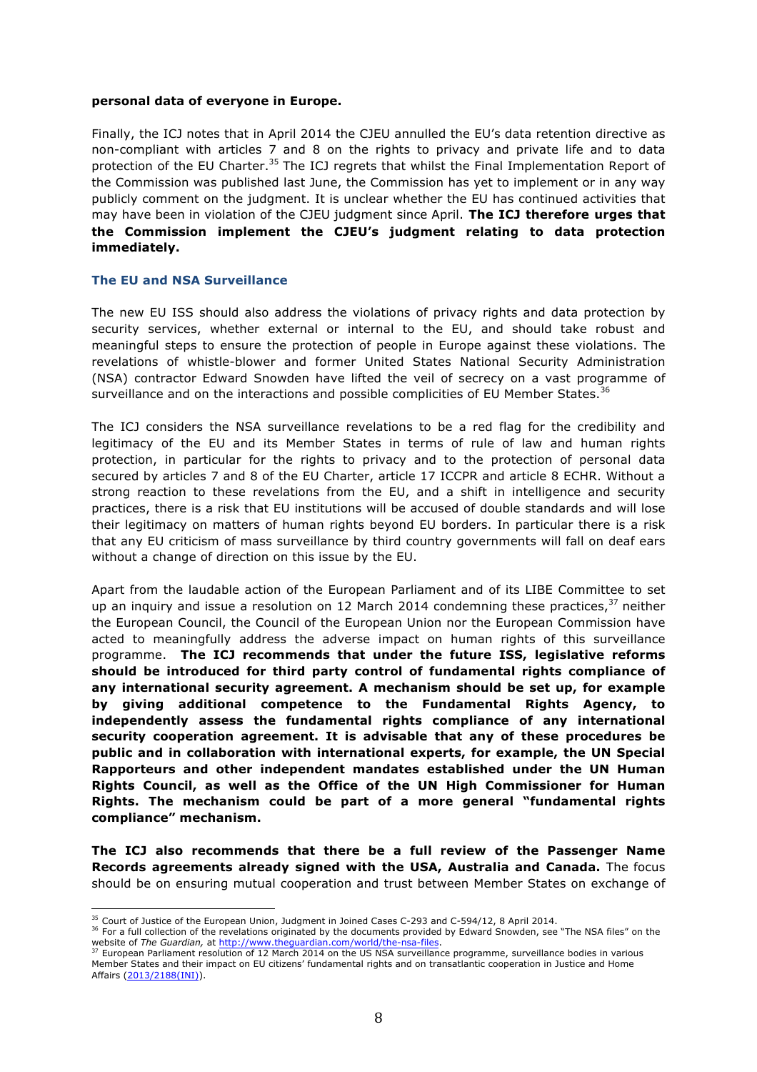**personal data of everyone in Europe.**

Finally, the ICJ notes that in April 2014 the CJEU annulled the EU's data retention directive as non-compliant with articles 7 and 8 on the rights to privacy and private life and to data protection of the EU Charter.[35] The ICJ regrets that whilst the Final Implementation Report of the Commission was published last June, the Commission has yet to implement or in any way publicly comment on the judgment. It is unclear whether the EU has continued activities that may have been in violation of the CJEU judgment since April. **The ICJ therefore urges that the Commission implement the CJEU's judgment relating to data protection immediately.**

### The EU and NSA Surveillance

The new EU ISS should also address the violations of privacy rights and data protection by security services, whether external or internal to the EU, and should take robust and meaningful steps to ensure the protection of people in Europe against these violations. The revelations of whistle-blower and former United States National Security Administration (NSA) contractor Edward Snowden have lifted the veil of secrecy on a vast programme of surveillance and on the interactions and possible complicities of EU Member States.[36]

The ICJ considers the NSA surveillance revelations to be a red flag for the credibility and legitimacy of the EU and its Member States in terms of rule of law and human rights protection, in particular for the rights to privacy and to the protection of personal data secured by articles 7 and 8 of the EU Charter, article 17 ICCPR and article 8 ECHR. Without a strong reaction to these revelations from the EU, and a shift in intelligence and security practices, there is a risk that EU institutions will be accused of double standards and will lose their legitimacy on matters of human rights beyond EU borders. In particular there is a risk that any EU criticism of mass surveillance by third country governments will fall on deaf ears without a change of direction on this issue by the EU.

Apart from the laudable action of the European Parliament and of its LIBE Committee to set up an inquiry and issue a resolution on 12 March 2014 condemning these practices,[37] neither the European Council, the Council of the European Union nor the European Commission have acted to meaningfully address the adverse impact on human rights of this surveillance programme. **The ICJ recommends that under the future ISS, legislative reforms should be introduced for third party control of fundamental rights compliance of any international security agreement. A mechanism should be set up, for example by giving additional competence to the Fundamental Rights Agency, to independently assess the fundamental rights compliance of any international security cooperation agreement. It is advisable that any of these procedures be public and in collaboration with international experts, for example, the UN Special Rapporteurs and other independent mandates established under the UN Human Rights Council, as well as the Office of the UN High Commissioner for Human Rights. The mechanism could be part of a more general "fundamental rights compliance" mechanism.**

**The ICJ also recommends that there be a full review of the Passenger Name Records agreements already signed with the USA, Australia and Canada.** The focus should be on ensuring mutual cooperation and trust between Member States on exchange of

---

[35] Court of Justice of the European Union, Judgment in Joined Cases C-293 and C-594/12, 8 April 2014.

[36] For a full collection of the revelations originated by the documents provided by Edward Snowden, see "The NSA files" on the website of *The Guardian,* at http://www.theguardian.com/world/the-nsa-files.

[37] European Parliament resolution of 12 March 2014 on the US NSA surveillance programme, surveillance bodies in various Member States and their impact on EU citizens' fundamental rights and on transatlantic cooperation in Justice and Home Affairs (2013/2188(INI)).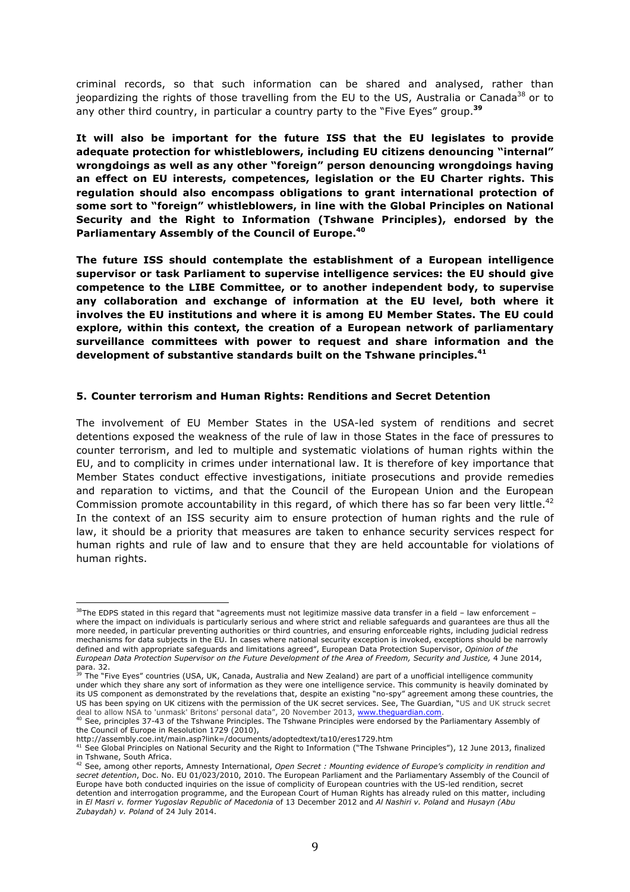criminal records, so that such information can be shared and analysed, rather than jeopardizing the rights of those travelling from the EU to the US, Australia or Canada[38] or to any other third country, in particular a country party to the "Five Eyes" group.[39]

**It will also be important for the future ISS that the EU legislates to provide adequate protection for whistleblowers, including EU citizens denouncing "internal" wrongdoings as well as any other "foreign" person denouncing wrongdoings having an effect on EU interests, competences, legislation or the EU Charter rights. This regulation should also encompass obligations to grant international protection of some sort to "foreign" whistleblowers, in line with the Global Principles on National Security and the Right to Information (Tshwane Principles), endorsed by the Parliamentary Assembly of the Council of Europe.[40]**

**The future ISS should contemplate the establishment of a European intelligence supervisor or task Parliament to supervise intelligence services: the EU should give competence to the LIBE Committee, or to another independent body, to supervise any collaboration and exchange of information at the EU level, both where it involves the EU institutions and where it is among EU Member States. The EU could explore, within this context, the creation of a European network of parliamentary surveillance committees with power to request and share information and the development of substantive standards built on the Tshwane principles.[41]**

## 5. Counter terrorism and Human Rights: Renditions and Secret Detention

The involvement of EU Member States in the USA-led system of renditions and secret detentions exposed the weakness of the rule of law in those States in the face of pressures to counter terrorism, and led to multiple and systematic violations of human rights within the EU, and to complicity in crimes under international law. It is therefore of key importance that Member States conduct effective investigations, initiate prosecutions and provide remedies and reparation to victims, and that the Council of the European Union and the European Commission promote accountability in this regard, of which there has so far been very little.[42] In the context of an ISS security aim to ensure protection of human rights and the rule of law, it should be a priority that measures are taken to enhance security services respect for human rights and rule of law and to ensure that they are held accountable for violations of human rights.

---

[38] The EDPS stated in this regard that "agreements must not legitimize massive data transfer in a field – law enforcement – where the impact on individuals is particularly serious and where strict and reliable safeguards and guarantees are thus all the more needed, in particular preventing authorities or third countries, and ensuring enforceable rights, including judicial redress mechanisms for data subjects in the EU. In cases where national security exception is invoked, exceptions should be narrowly defined and with appropriate safeguards and limitations agreed", European Data Protection Supervisor, *Opinion of the European Data Protection Supervisor on the Future Development of the Area of Freedom, Security and Justice,* 4 June 2014, para. 32.

[39] The "Five Eyes" countries (USA, UK, Canada, Australia and New Zealand) are part of a unofficial intelligence community under which they share any sort of information as they were one intelligence service. This community is heavily dominated by its US component as demonstrated by the revelations that, despite an existing "no-spy" agreement among these countries, the US has been spying on UK citizens with the permission of the UK secret services. See, The Guardian, "US and UK struck secret deal to allow NSA to 'unmask' Britons' personal data", 20 November 2013, www.theguardian.com.

[40] See, principles 37-43 of the Tshwane Principles. The Tshwane Principles were endorsed by the Parliamentary Assembly of the Council of Europe in Resolution 1729 (2010), http://assembly.coe.int/main.asp?link=/documents/adoptedtext/ta10/eres1729.htm

[41] See Global Principles on National Security and the Right to Information ("The Tshwane Principles"), 12 June 2013, finalized in Tshwane, South Africa.

[42] See, among other reports, Amnesty International, *Open Secret : Mounting evidence of Europe's complicity in rendition and secret detention*, Doc. No. EU 01/023/2010, 2010. The European Parliament and the Parliamentary Assembly of the Council of Europe have both conducted inquiries on the issue of complicity of European countries with the US-led rendition, secret detention and interrogation programme, and the European Court of Human Rights has already ruled on this matter, including in *El Masri v. former Yugoslav Republic of Macedonia* of 13 December 2012 and *Al Nashiri v. Poland* and *Husayn (Abu Zubaydah) v. Poland* of 24 July 2014.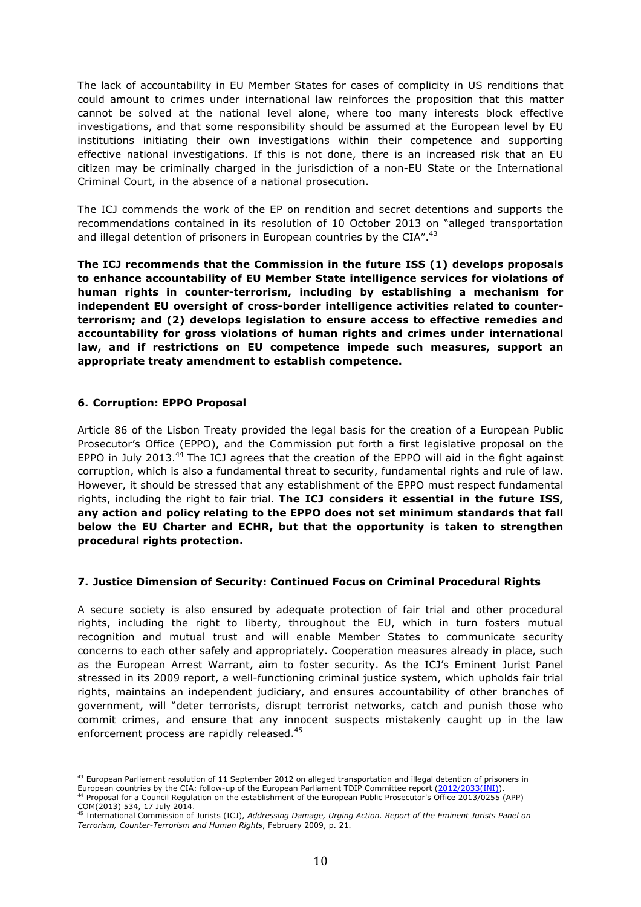The lack of accountability in EU Member States for cases of complicity in US renditions that could amount to crimes under international law reinforces the proposition that this matter cannot be solved at the national level alone, where too many interests block effective investigations, and that some responsibility should be assumed at the European level by EU institutions initiating their own investigations within their competence and supporting effective national investigations. If this is not done, there is an increased risk that an EU citizen may be criminally charged in the jurisdiction of a non-EU State or the International Criminal Court, in the absence of a national prosecution.

The ICJ commends the work of the EP on rendition and secret detentions and supports the recommendations contained in its resolution of 10 October 2013 on "alleged transportation and illegal detention of prisoners in European countries by the CIA".[43]

**The ICJ recommends that the Commission in the future ISS (1) develops proposals to enhance accountability of EU Member State intelligence services for violations of human rights in counter-terrorism, including by establishing a mechanism for independent EU oversight of cross-border intelligence activities related to counter-terrorism; and (2) develops legislation to ensure access to effective remedies and accountability for gross violations of human rights and crimes under international law, and if restrictions on EU competence impede such measures, support an appropriate treaty amendment to establish competence.**

### 6. Corruption: EPPO Proposal

Article 86 of the Lisbon Treaty provided the legal basis for the creation of a European Public Prosecutor's Office (EPPO), and the Commission put forth a first legislative proposal on the EPPO in July 2013.[44] The ICJ agrees that the creation of the EPPO will aid in the fight against corruption, which is also a fundamental threat to security, fundamental rights and rule of law. However, it should be stressed that any establishment of the EPPO must respect fundamental rights, including the right to fair trial. **The ICJ considers it essential in the future ISS, any action and policy relating to the EPPO does not set minimum standards that fall below the EU Charter and ECHR, but that the opportunity is taken to strengthen procedural rights protection.**

### 7. Justice Dimension of Security: Continued Focus on Criminal Procedural Rights

A secure society is also ensured by adequate protection of fair trial and other procedural rights, including the right to liberty, throughout the EU, which in turn fosters mutual recognition and mutual trust and will enable Member States to communicate security concerns to each other safely and appropriately. Cooperation measures already in place, such as the European Arrest Warrant, aim to foster security. As the ICJ's Eminent Jurist Panel stressed in its 2009 report, a well-functioning criminal justice system, which upholds fair trial rights, maintains an independent judiciary, and ensures accountability of other branches of government, will "deter terrorists, disrupt terrorist networks, catch and punish those who commit crimes, and ensure that any innocent suspects mistakenly caught up in the law enforcement process are rapidly released.[45]

---

[43] European Parliament resolution of 11 September 2012 on alleged transportation and illegal detention of prisoners in European countries by the CIA: follow-up of the European Parliament TDIP Committee report (2012/2033(INI)).

[44] Proposal for a Council Regulation on the establishment of the European Public Prosecutor's Office 2013/0255 (APP) COM(2013) 534, 17 July 2014.

[45] International Commission of Jurists (ICJ), *Addressing Damage, Urging Action. Report of the Eminent Jurists Panel on Terrorism, Counter-Terrorism and Human Rights*, February 2009, p. 21.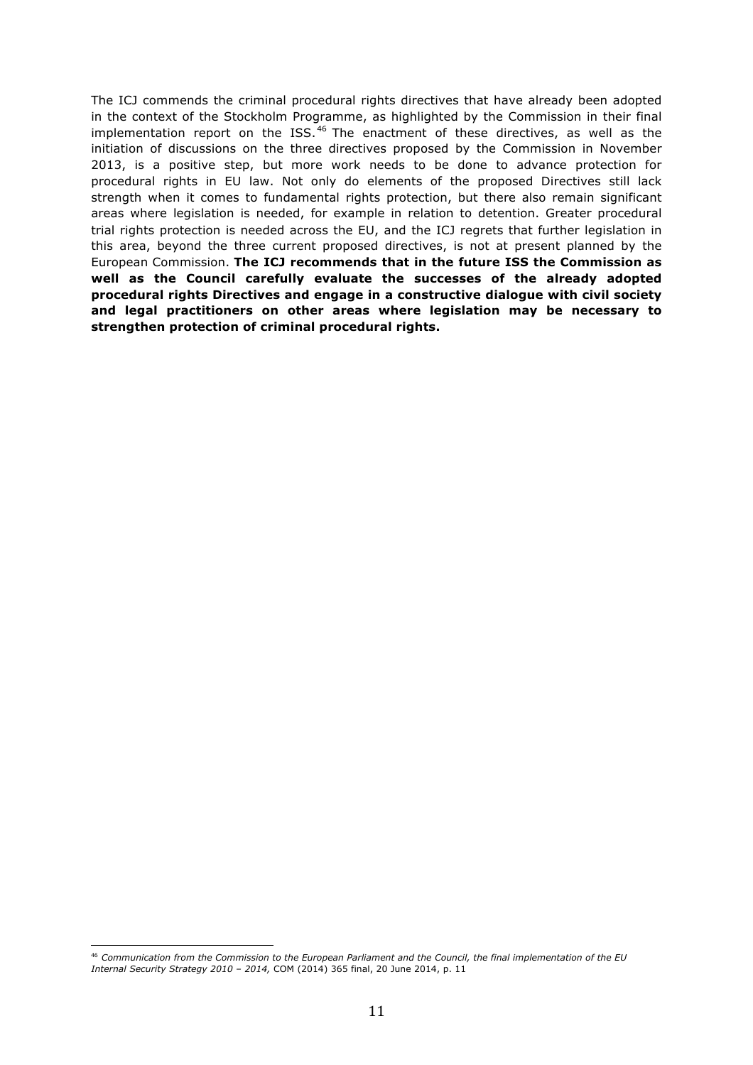The ICJ commends the criminal procedural rights directives that have already been adopted in the context of the Stockholm Programme, as highlighted by the Commission in their final implementation report on the ISS.[46] The enactment of these directives, as well as the initiation of discussions on the three directives proposed by the Commission in November 2013, is a positive step, but more work needs to be done to advance protection for procedural rights in EU law. Not only do elements of the proposed Directives still lack strength when it comes to fundamental rights protection, but there also remain significant areas where legislation is needed, for example in relation to detention. Greater procedural trial rights protection is needed across the EU, and the ICJ regrets that further legislation in this area, beyond the three current proposed directives, is not at present planned by the European Commission. **The ICJ recommends that in the future ISS the Commission as well as the Council carefully evaluate the successes of the already adopted procedural rights Directives and engage in a constructive dialogue with civil society and legal practitioners on other areas where legislation may be necessary to strengthen protection of criminal procedural rights.**

---

[46] *Communication from the Commission to the European Parliament and the Council, the final implementation of the EU Internal Security Strategy 2010 – 2014,* COM (2014) 365 final, 20 June 2014, p. 11